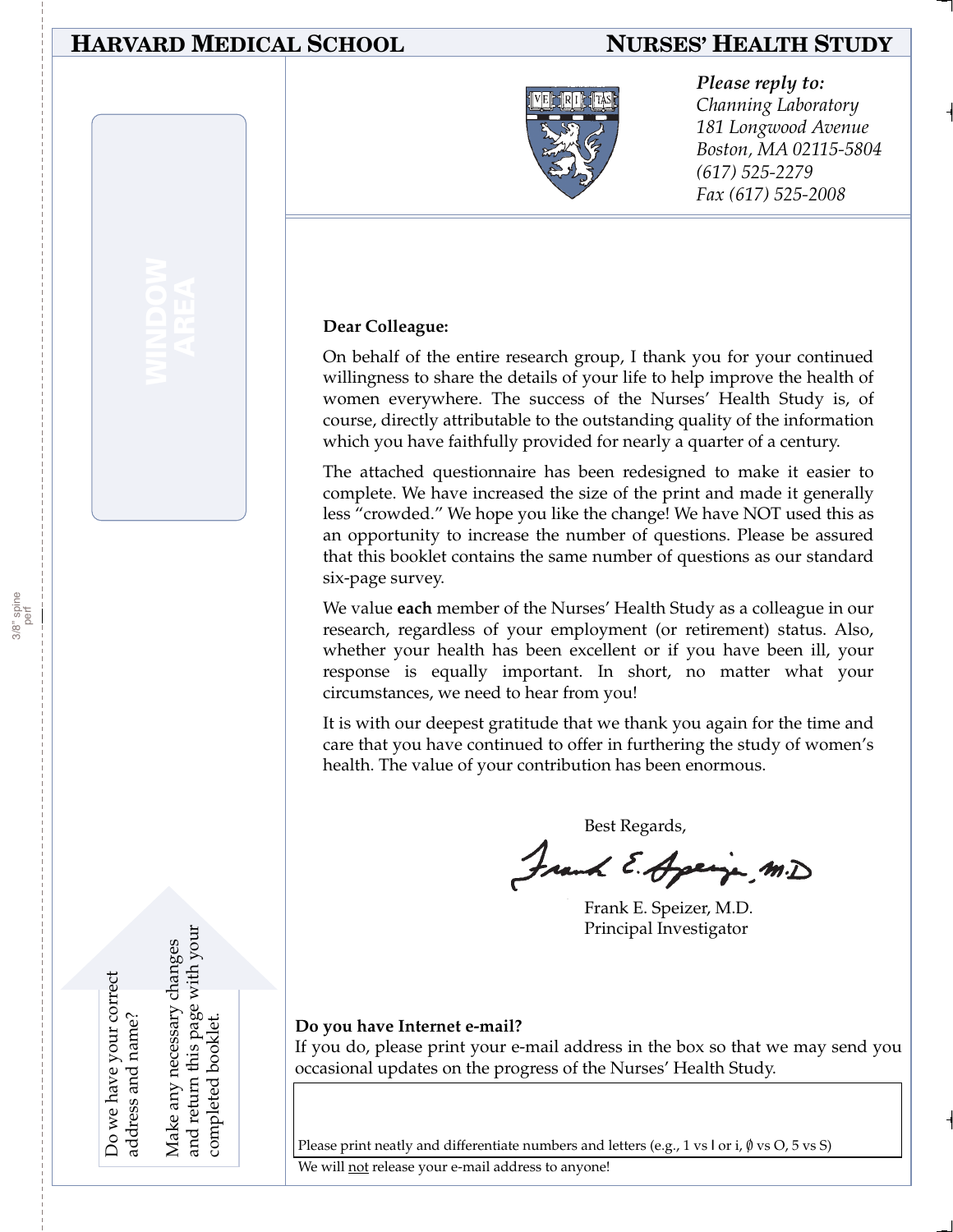# HARVARD MEDICAL SCHOOL — NURSES' HEALTH STUDY

*Please reply to:*
*Channing Laboratory*
*181 Longwood Avenue*
*Boston, MA 02115-5804*
*(617) 525-2279*
*Fax (617) 525-2008*

WINDOW AREA

**Dear Colleague:**

On behalf of the entire research group, I thank you for your continued willingness to share the details of your life to help improve the health of women everywhere. The success of the Nurses' Health Study is, of course, directly attributable to the outstanding quality of the information which you have faithfully provided for nearly a quarter of a century.

The attached questionnaire has been redesigned to make it easier to complete. We have increased the size of the print and made it generally less "crowded." We hope you like the change! We have NOT used this as an opportunity to increase the number of questions. Please be assured that this booklet contains the same number of questions as our standard six-page survey.

We value **each** member of the Nurses' Health Study as a colleague in our research, regardless of your employment (or retirement) status. Also, whether your health has been excellent or if you have been ill, your response is equally important. In short, no matter what your circumstances, we need to hear from you!

It is with our deepest gratitude that we thank you again for the time and care that you have continued to offer in furthering the study of women's health. The value of your contribution has been enormous.

Best Regards,

Frank E. Speizer, M.D.
Principal Investigator

Do we have your correct address and name?

Make any necessary changes and return this page with your completed booklet.

**Do you have Internet e-mail?**
If you do, please print your e-mail address in the box so that we may send you occasional updates on the progress of the Nurses' Health Study.

Please print neatly and differentiate numbers and letters (e.g., 1 vs l or i, ∅ vs O, 5 vs S)

We will not release your e-mail address to anyone!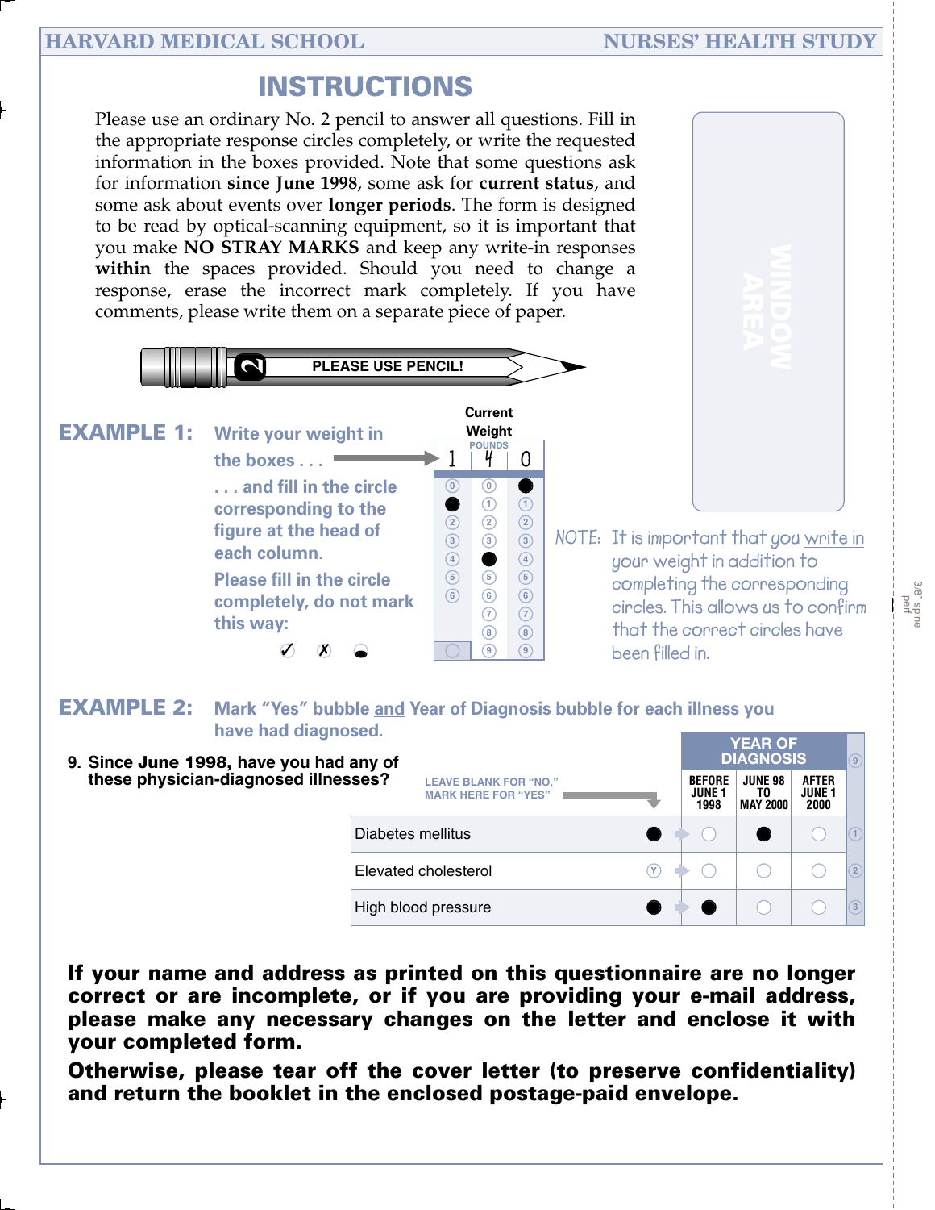# INSTRUCTIONS

Please use an ordinary No. 2 pencil to answer all questions. Fill in the appropriate response circles completely, or write the requested information in the boxes provided. Note that some questions ask for information **since June 1998**, some ask for **current status**, and some ask about events over **longer periods**. The form is designed to be read by optical-scanning equipment, so it is important that you make **NO STRAY MARKS** and keep any write-in responses **within** the spaces provided. Should you need to change a response, erase the incorrect mark completely. If you have comments, please write them on a separate piece of paper.

PLEASE USE PENCIL!

WINDOW AREA

## EXAMPLE 1:

Write your weight in the boxes . . .

. . . and fill in the circle corresponding to the figure at the head of each column.

Please fill in the circle completely, do not mark this way: ✓ ✗

**Current Weight**

| POUNDS | | |
|---|---|---|
| 1 | 4 | 0 |
| 0 | 0 | ● |
| ● | 1 | 1 |
| 2 | 2 | 2 |
| 3 | 3 | 3 |
| 4 | ● | 4 |
| 5 | 5 | 5 |
| 6 | 6 | 6 |
| | 7 | 7 |
| | 8 | 8 |
| | 9 | 9 |

NOTE: It is important that you write in your weight in addition to completing the corresponding circles. This allows us to confirm that the correct circles have been filled in.

## EXAMPLE 2:

Mark "Yes" bubble and Year of Diagnosis bubble for each illness you have had diagnosed.

**9. Since June 1998, have you had any of these physician-diagnosed illnesses?**

LEAVE BLANK FOR "NO," MARK HERE FOR "YES"

| | Yes | YEAR OF DIAGNOSIS: BEFORE JUNE 1 1998 | JUNE 98 TO MAY 2000 | AFTER JUNE 1 2000 |
|---|---|---|---|---|
| Diabetes mellitus | ● | ○ | ● | ○ |
| Elevated cholesterol | Ⓨ | ○ | ○ | ○ |
| High blood pressure | ● | ● | ○ | ○ |

**If your name and address as printed on this questionnaire are no longer correct or are incomplete, or if you are providing your e-mail address, please make any necessary changes on the letter and enclose it with your completed form.**

**Otherwise, please tear off the cover letter (to preserve confidentiality) and return the booklet in the enclosed postage-paid envelope.**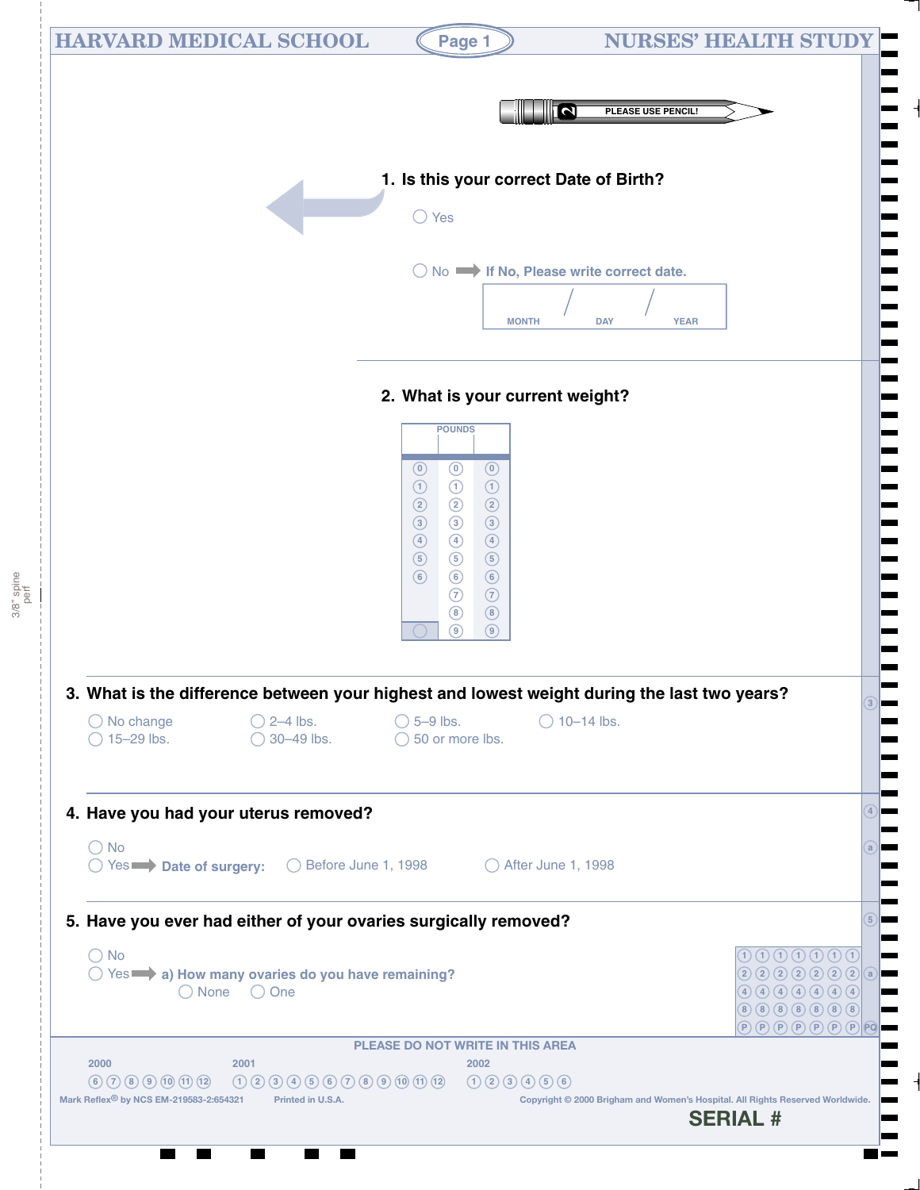# HARVARD MEDICAL SCHOOL — NURSES' HEALTH STUDY

PLEASE USE PENCIL!

**1. Is this your correct Date of Birth?**

◯ Yes

◯ No ➡ **If No, Please write correct date.**

MONTH / DAY / YEAR

**2. What is your current weight?**

POUNDS

| | | |
|---|---|---|
| 0 | 0 | 0 |
| 1 | 1 | 1 |
| 2 | 2 | 2 |
| 3 | 3 | 3 |
| 4 | 4 | 4 |
| 5 | 5 | 5 |
| 6 | 6 | 6 |
| | 7 | 7 |
| | 8 | 8 |
| ◯ | 9 | 9 |

**3. What is the difference between your highest and lowest weight during the last two years?**

◯ No change ◯ 2–4 lbs. ◯ 5–9 lbs. ◯ 10–14 lbs.
◯ 15–29 lbs. ◯ 30–49 lbs. ◯ 50 or more lbs.

**4. Have you had your uterus removed?**

◯ No
◯ Yes ➡ **Date of surgery:** ◯ Before June 1, 1998 ◯ After June 1, 1998

**5. Have you ever had either of your ovaries surgically removed?**

◯ No
◯ Yes ➡ **a) How many ovaries do you have remaining?**
◯ None ◯ One

PLEASE DO NOT WRITE IN THIS AREA

2000: 6 7 8 9 10 11 12
2001: 1 2 3 4 5 6 7 8 9 10 11 12
2002: 1 2 3 4 5 6

Mark Reflex® by NCS EM-219583-2:654321 Printed in U.S.A.

Copyright © 2000 Brigham and Women's Hospital. All Rights Reserved Worldwide.

SERIAL #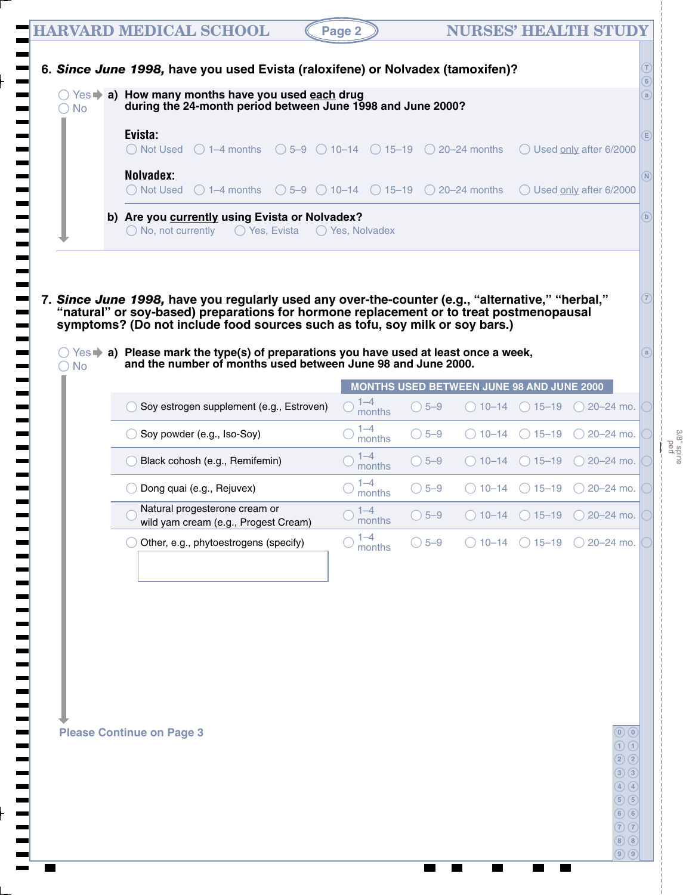**6. *Since June 1998,* have you used Evista (raloxifene) or Nolvadex (tamoxifen)?**

◯ Yes ➡ **a) How many months have you used each drug during the 24-month period between June 1998 and June 2000?**

◯ No

**Evista:**
◯ Not Used ◯ 1–4 months ◯ 5–9 ◯ 10–14 ◯ 15–19 ◯ 20–24 months ◯ Used only after 6/2000

**Nolvadex:**
◯ Not Used ◯ 1–4 months ◯ 5–9 ◯ 10–14 ◯ 15–19 ◯ 20–24 months ◯ Used only after 6/2000

**b) Are you currently using Evista or Nolvadex?**
◯ No, not currently ◯ Yes, Evista ◯ Yes, Nolvadex

**7. *Since June 1998,* have you regularly used any over-the-counter (e.g., "alternative," "herbal," "natural" or soy-based) preparations for hormone replacement or to treat postmenopausal symptoms? (Do not include food sources such as tofu, soy milk or soy bars.)**

◯ Yes ➡ **a) Please mark the type(s) of preparations you have used at least once a week, and the number of months used between June 98 and June 2000.**

◯ No

| | MONTHS USED BETWEEN JUNE 98 AND JUNE 2000 | | | | |
|---|---|---|---|---|---|
| ◯ Soy estrogen supplement (e.g., Estroven) | ◯ 1–4 months | ◯ 5–9 | ◯ 10–14 | ◯ 15–19 | ◯ 20–24 mo. |
| ◯ Soy powder (e.g., Iso-Soy) | ◯ 1–4 months | ◯ 5–9 | ◯ 10–14 | ◯ 15–19 | ◯ 20–24 mo. |
| ◯ Black cohosh (e.g., Remifemin) | ◯ 1–4 months | ◯ 5–9 | ◯ 10–14 | ◯ 15–19 | ◯ 20–24 mo. |
| ◯ Dong quai (e.g., Rejuvex) | ◯ 1–4 months | ◯ 5–9 | ◯ 10–14 | ◯ 15–19 | ◯ 20–24 mo. |
| ◯ Natural progesterone cream or wild yam cream (e.g., Progest Cream) | ◯ 1–4 months | ◯ 5–9 | ◯ 10–14 | ◯ 15–19 | ◯ 20–24 mo. |
| ◯ Other, e.g., phytoestrogens (specify) | ◯ 1–4 months | ◯ 5–9 | ◯ 10–14 | ◯ 15–19 | ◯ 20–24 mo. |

**Please Continue on Page 3**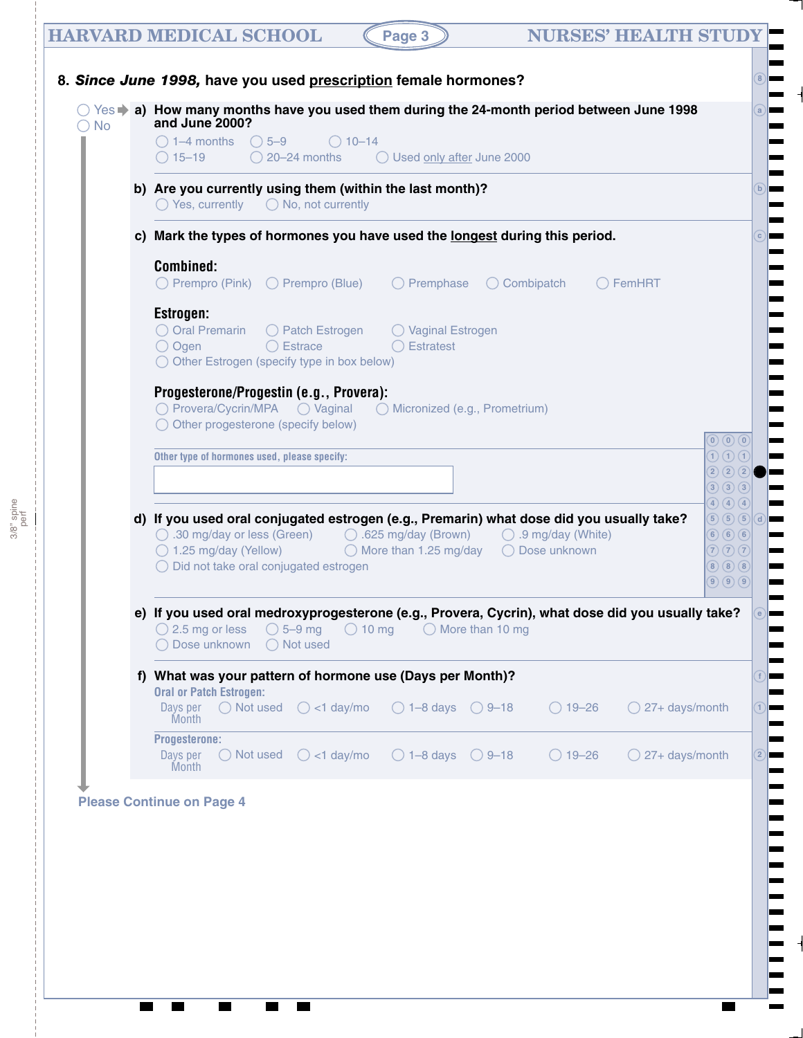**8.** ***Since June 1998,*** **have you used prescription female hormones?**

◯ Yes → ◯ No

**a) How many months have you used them during the 24-month period between June 1998 and June 2000?**

◯ 1–4 months ◯ 5–9 ◯ 10–14
◯ 15–19 ◯ 20–24 months ◯ Used only after June 2000

**b) Are you currently using them (within the last month)?**

◯ Yes, currently ◯ No, not currently

**c) Mark the types of hormones you have used the longest during this period.**

**Combined:**

◯ Prempro (Pink) ◯ Prempro (Blue) ◯ Premphase ◯ Combipatch ◯ FemHRT

**Estrogen:**

◯ Oral Premarin ◯ Patch Estrogen ◯ Vaginal Estrogen
◯ Ogen ◯ Estrace ◯ Estratest
◯ Other Estrogen (specify type in box below)

**Progesterone/Progestin (e.g., Provera):**

◯ Provera/Cycrin/MPA ◯ Vaginal ◯ Micronized (e.g., Prometrium)
◯ Other progesterone (specify below)

Other type of hormones used, please specify:

[ ]

**d) If you used oral conjugated estrogen (e.g., Premarin) what dose did you usually take?**

◯ .30 mg/day or less (Green) ◯ .625 mg/day (Brown) ◯ .9 mg/day (White)
◯ 1.25 mg/day (Yellow) ◯ More than 1.25 mg/day ◯ Dose unknown
◯ Did not take oral conjugated estrogen

**e) If you used oral medroxyprogesterone (e.g., Provera, Cycrin), what dose did you usually take?**

◯ 2.5 mg or less ◯ 5–9 mg ◯ 10 mg ◯ More than 10 mg
◯ Dose unknown ◯ Not used

**f) What was your pattern of hormone use (Days per Month)?**

**Oral or Patch Estrogen:**

Days per Month ◯ Not used ◯ <1 day/mo ◯ 1–8 days ◯ 9–18 ◯ 19–26 ◯ 27+ days/month

**Progesterone:**

Days per Month ◯ Not used ◯ <1 day/mo ◯ 1–8 days ◯ 9–18 ◯ 19–26 ◯ 27+ days/month

Please Continue on Page 4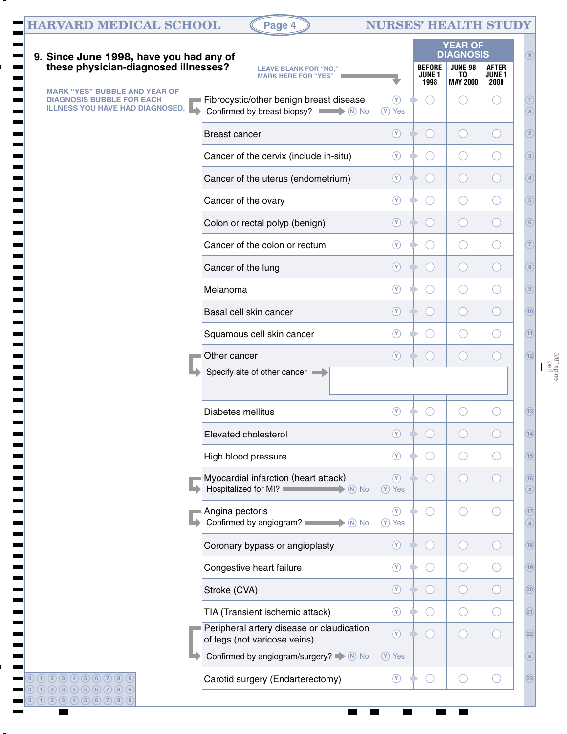## 9. Since June 1998, have you had any of these physician-diagnosed illnesses?

MARK "YES" BUBBLE AND YEAR OF DIAGNOSIS BUBBLE FOR EACH ILLNESS YOU HAVE HAD DIAGNOSED.

LEAVE BLANK FOR "NO," MARK HERE FOR "YES"

| Illness | Yes | YEAR OF DIAGNOSIS: BEFORE JUNE 1 1998 | JUNE 98 TO MAY 2000 | AFTER JUNE 1 2000 |
|---|---|---|---|---|
| Fibrocystic/other benign breast disease | Ⓨ | ○ | ○ | ○ |
| Confirmed by breast biopsy? Ⓝ No Ⓨ Yes | | | | |
| Breast cancer | Ⓨ | ○ | ○ | ○ |
| Cancer of the cervix (include in-situ) | Ⓨ | ○ | ○ | ○ |
| Cancer of the uterus (endometrium) | Ⓨ | ○ | ○ | ○ |
| Cancer of the ovary | Ⓨ | ○ | ○ | ○ |
| Colon or rectal polyp (benign) | Ⓨ | ○ | ○ | ○ |
| Cancer of the colon or rectum | Ⓨ | ○ | ○ | ○ |
| Cancer of the lung | Ⓨ | ○ | ○ | ○ |
| Melanoma | Ⓨ | ○ | ○ | ○ |
| Basal cell skin cancer | Ⓨ | ○ | ○ | ○ |
| Squamous cell skin cancer | Ⓨ | ○ | ○ | ○ |
| Other cancer | Ⓨ | ○ | ○ | ○ |
| Specify site of other cancer | | | | |
| Diabetes mellitus | Ⓨ | ○ | ○ | ○ |
| Elevated cholesterol | Ⓨ | ○ | ○ | ○ |
| High blood pressure | Ⓨ | ○ | ○ | ○ |
| Myocardial infarction (heart attack) | Ⓨ | ○ | ○ | ○ |
| Hospitalized for MI? Ⓝ No Ⓨ Yes | | | | |
| Angina pectoris | Ⓨ | ○ | ○ | ○ |
| Confirmed by angiogram? Ⓝ No Ⓨ Yes | | | | |
| Coronary bypass or angioplasty | Ⓨ | ○ | ○ | ○ |
| Congestive heart failure | Ⓨ | ○ | ○ | ○ |
| Stroke (CVA) | Ⓨ | ○ | ○ | ○ |
| TIA (Transient ischemic attack) | Ⓨ | ○ | ○ | ○ |
| Peripheral artery disease or claudication of legs (not varicose veins) | Ⓨ | ○ | ○ | ○ |
| Confirmed by angiogram/surgery? Ⓝ No Ⓨ Yes | | | | |
| Carotid surgery (Endarterectomy) | Ⓨ | ○ | ○ | ○ |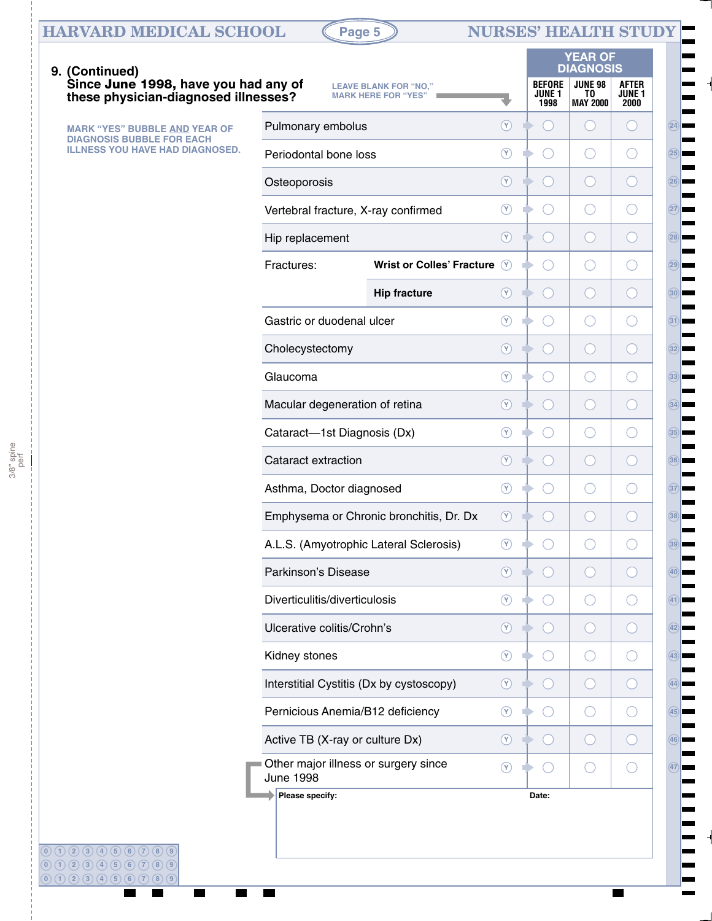**9. (Continued)**
**Since June 1998, have you had any of these physician-diagnosed illnesses?**

LEAVE BLANK FOR "NO," MARK HERE FOR "YES"

MARK "YES" BUBBLE AND YEAR OF DIAGNOSIS BUBBLE FOR EACH ILLNESS YOU HAVE HAD DIAGNOSED.

| Illness | Yes | YEAR OF DIAGNOSIS | | |
|---|---|---|---|---|
| | | BEFORE JUNE 1 1998 | JUNE 98 TO MAY 2000 | AFTER JUNE 1 2000 |
| Pulmonary embolus | Ⓨ | ○ | ○ | ○ |
| Periodontal bone loss | Ⓨ | ○ | ○ | ○ |
| Osteoporosis | Ⓨ | ○ | ○ | ○ |
| Vertebral fracture, X-ray confirmed | Ⓨ | ○ | ○ | ○ |
| Hip replacement | Ⓨ | ○ | ○ | ○ |
| Fractures: **Wrist or Colles' Fracture** | Ⓨ | ○ | ○ | ○ |
| Fractures: **Hip fracture** | Ⓨ | ○ | ○ | ○ |
| Gastric or duodenal ulcer | Ⓨ | ○ | ○ | ○ |
| Cholecystectomy | Ⓨ | ○ | ○ | ○ |
| Glaucoma | Ⓨ | ○ | ○ | ○ |
| Macular degeneration of retina | Ⓨ | ○ | ○ | ○ |
| Cataract—1st Diagnosis (Dx) | Ⓨ | ○ | ○ | ○ |
| Cataract extraction | Ⓨ | ○ | ○ | ○ |
| Asthma, Doctor diagnosed | Ⓨ | ○ | ○ | ○ |
| Emphysema or Chronic bronchitis, Dr. Dx | Ⓨ | ○ | ○ | ○ |
| A.L.S. (Amyotrophic Lateral Sclerosis) | Ⓨ | ○ | ○ | ○ |
| Parkinson's Disease | Ⓨ | ○ | ○ | ○ |
| Diverticulitis/diverticulosis | Ⓨ | ○ | ○ | ○ |
| Ulcerative colitis/Crohn's | Ⓨ | ○ | ○ | ○ |
| Kidney stones | Ⓨ | ○ | ○ | ○ |
| Interstitial Cystitis (Dx by cystoscopy) | Ⓨ | ○ | ○ | ○ |
| Pernicious Anemia/B12 deficiency | Ⓨ | ○ | ○ | ○ |
| Active TB (X-ray or culture Dx) | Ⓨ | ○ | ○ | ○ |
| Other major illness or surgery since June 1998 | Ⓨ | ○ | ○ | ○ |

**Please specify:** ______________________ **Date:** __________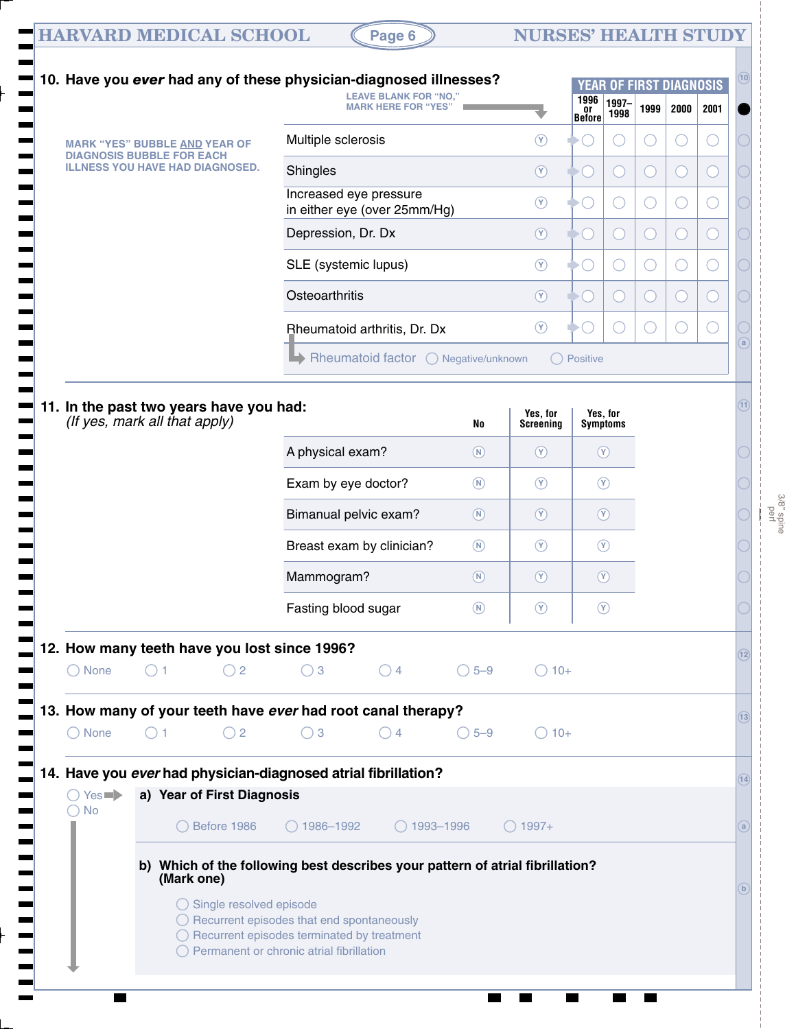**10. Have you *ever* had any of these physician-diagnosed illnesses?**

LEAVE BLANK FOR "NO," MARK HERE FOR "YES"

MARK "YES" BUBBLE AND YEAR OF DIAGNOSIS BUBBLE FOR EACH ILLNESS YOU HAVE HAD DIAGNOSED.

| | | YEAR OF FIRST DIAGNOSIS | | | | |
|---|---|---|---|---|---|---|
| | | 1996 or Before | 1997–1998 | 1999 | 2000 | 2001 |
| Multiple sclerosis | Ⓨ | ○ | ○ | ○ | ○ | ○ |
| Shingles | Ⓨ | ○ | ○ | ○ | ○ | ○ |
| Increased eye pressure in either eye (over 25mm/Hg) | Ⓨ | ○ | ○ | ○ | ○ | ○ |
| Depression, Dr. Dx | Ⓨ | ○ | ○ | ○ | ○ | ○ |
| SLE (systemic lupus) | Ⓨ | ○ | ○ | ○ | ○ | ○ |
| Osteoarthritis | Ⓨ | ○ | ○ | ○ | ○ | ○ |
| Rheumatoid arthritis, Dr. Dx | Ⓨ | ○ | ○ | ○ | ○ | ○ |

→ Rheumatoid factor ○ Negative/unknown ○ Positive

**11. In the past two years have you had:**
*(If yes, mark all that apply)*

| | No | Yes, for Screening | Yes, for Symptoms |
|---|---|---|---|
| A physical exam? | Ⓝ | Ⓨ | Ⓨ |
| Exam by eye doctor? | Ⓝ | Ⓨ | Ⓨ |
| Bimanual pelvic exam? | Ⓝ | Ⓨ | Ⓨ |
| Breast exam by clinician? | Ⓝ | Ⓨ | Ⓨ |
| Mammogram? | Ⓝ | Ⓨ | Ⓨ |
| Fasting blood sugar | Ⓝ | Ⓨ | Ⓨ |

**12. How many teeth have you lost since 1996?**

○ None ○ 1 ○ 2 ○ 3 ○ 4 ○ 5–9 ○ 10+

**13. How many of your teeth have *ever* had root canal therapy?**

○ None ○ 1 ○ 2 ○ 3 ○ 4 ○ 5–9 ○ 10+

**14. Have you *ever* had physician-diagnosed atrial fibrillation?**

○ Yes → **a) Year of First Diagnosis**

○ Before 1986 ○ 1986–1992 ○ 1993–1996 ○ 1997+

○ No

**b) Which of the following best describes your pattern of atrial fibrillation? (Mark one)**

- ○ Single resolved episode
- ○ Recurrent episodes that end spontaneously
- ○ Recurrent episodes terminated by treatment
- ○ Permanent or chronic atrial fibrillation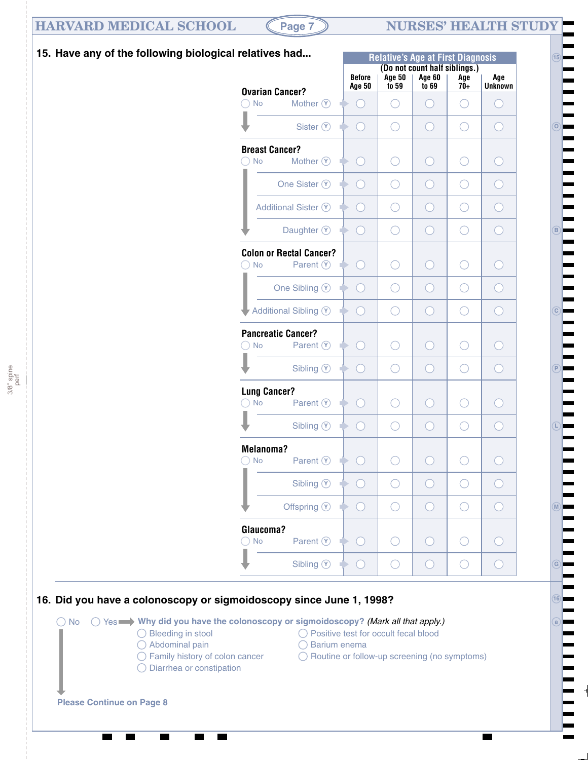## 15. Have any of the following biological relatives had...

| | | Relative's Age at First Diagnosis (Do not count half siblings.) | | | | |
|---|---|---|---|---|---|---|
| | | Before Age 50 | Age 50 to 59 | Age 60 to 69 | Age 70+ | Age Unknown |
| **Ovarian Cancer?** ◯ No | Mother Ⓨ | ◯ | ◯ | ◯ | ◯ | ◯ |
| | Sister Ⓨ | ◯ | ◯ | ◯ | ◯ | ◯ |
| **Breast Cancer?** ◯ No | Mother Ⓨ | ◯ | ◯ | ◯ | ◯ | ◯ |
| | One Sister Ⓨ | ◯ | ◯ | ◯ | ◯ | ◯ |
| | Additional Sister Ⓨ | ◯ | ◯ | ◯ | ◯ | ◯ |
| | Daughter Ⓨ | ◯ | ◯ | ◯ | ◯ | ◯ |
| **Colon or Rectal Cancer?** ◯ No | Parent Ⓨ | ◯ | ◯ | ◯ | ◯ | ◯ |
| | One Sibling Ⓨ | ◯ | ◯ | ◯ | ◯ | ◯ |
| | Additional Sibling Ⓨ | ◯ | ◯ | ◯ | ◯ | ◯ |
| **Pancreatic Cancer?** ◯ No | Parent Ⓨ | ◯ | ◯ | ◯ | ◯ | ◯ |
| | Sibling Ⓨ | ◯ | ◯ | ◯ | ◯ | ◯ |
| **Lung Cancer?** ◯ No | Parent Ⓨ | ◯ | ◯ | ◯ | ◯ | ◯ |
| | Sibling Ⓨ | ◯ | ◯ | ◯ | ◯ | ◯ |
| **Melanoma?** ◯ No | Parent Ⓨ | ◯ | ◯ | ◯ | ◯ | ◯ |
| | Sibling Ⓨ | ◯ | ◯ | ◯ | ◯ | ◯ |
| | Offspring Ⓨ | ◯ | ◯ | ◯ | ◯ | ◯ |
| **Glaucoma?** ◯ No | Parent Ⓨ | ◯ | ◯ | ◯ | ◯ | ◯ |
| | Sibling Ⓨ | ◯ | ◯ | ◯ | ◯ | ◯ |

## 16. Did you have a colonoscopy or sigmoidoscopy since June 1, 1998?

◯ No ◯ Yes ➡ **Why did you have the colonoscopy or sigmoidoscopy?** *(Mark all that apply.)*

- ◯ Bleeding in stool
- ◯ Abdominal pain
- ◯ Family history of colon cancer
- ◯ Diarrhea or constipation
- ◯ Positive test for occult fecal blood
- ◯ Barium enema
- ◯ Routine or follow-up screening (no symptoms)

**Please Continue on Page 8**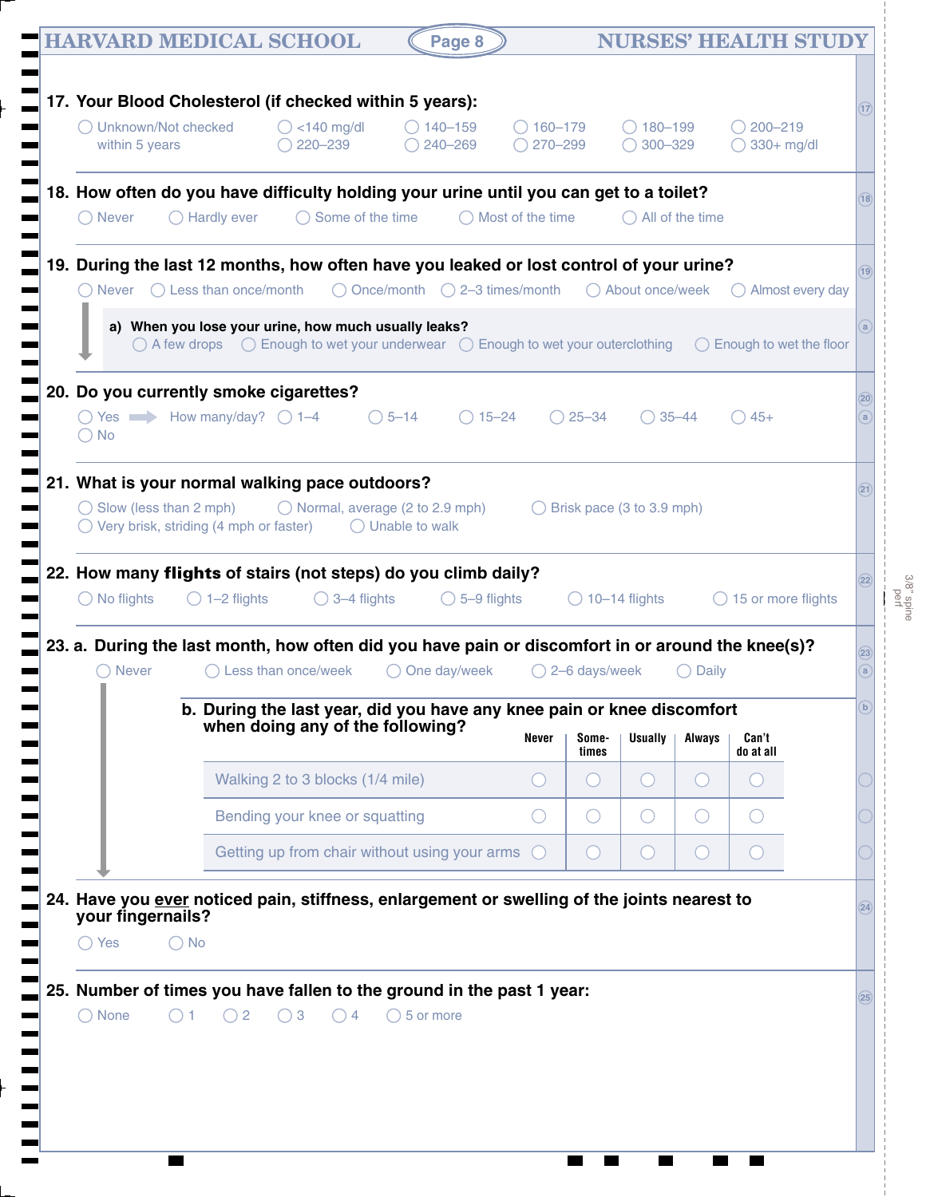**17. Your Blood Cholesterol (if checked within 5 years):**

◯ Unknown/Not checked within 5 years ◯ <140 mg/dl ◯ 140–159 ◯ 160–179 ◯ 180–199 ◯ 200–219 ◯ 220–239 ◯ 240–269 ◯ 270–299 ◯ 300–329 ◯ 330+ mg/dl

**18. How often do you have difficulty holding your urine until you can get to a toilet?**

◯ Never ◯ Hardly ever ◯ Some of the time ◯ Most of the time ◯ All of the time

**19. During the last 12 months, how often have you leaked or lost control of your urine?**

◯ Never ◯ Less than once/month ◯ Once/month ◯ 2–3 times/month ◯ About once/week ◯ Almost every day

**a) When you lose your urine, how much usually leaks?**

◯ A few drops ◯ Enough to wet your underwear ◯ Enough to wet your outerclothing ◯ Enough to wet the floor

**20. Do you currently smoke cigarettes?**

◯ Yes → How many/day? ◯ 1–4 ◯ 5–14 ◯ 15–24 ◯ 25–34 ◯ 35–44 ◯ 45+

◯ No

**21. What is your normal walking pace outdoors?**

◯ Slow (less than 2 mph) ◯ Normal, average (2 to 2.9 mph) ◯ Brisk pace (3 to 3.9 mph) ◯ Very brisk, striding (4 mph or faster) ◯ Unable to walk

**22. How many flights of stairs (not steps) do you climb daily?**

◯ No flights ◯ 1–2 flights ◯ 3–4 flights ◯ 5–9 flights ◯ 10–14 flights ◯ 15 or more flights

**23. a. During the last month, how often did you have pain or discomfort in or around the knee(s)?**

◯ Never ◯ Less than once/week ◯ One day/week ◯ 2–6 days/week ◯ Daily

**b. During the last year, did you have any knee pain or knee discomfort when doing any of the following?**

| | Never | Sometimes | Usually | Always | Can't do at all |
|---|---|---|---|---|---|
| Walking 2 to 3 blocks (1/4 mile) | ◯ | ◯ | ◯ | ◯ | ◯ |
| Bending your knee or squatting | ◯ | ◯ | ◯ | ◯ | ◯ |
| Getting up from chair without using your arms | ◯ | ◯ | ◯ | ◯ | ◯ |

**24. Have you ever noticed pain, stiffness, enlargement or swelling of the joints nearest to your fingernails?**

◯ Yes ◯ No

**25. Number of times you have fallen to the ground in the past 1 year:**

◯ None ◯ 1 ◯ 2 ◯ 3 ◯ 4 ◯ 5 or more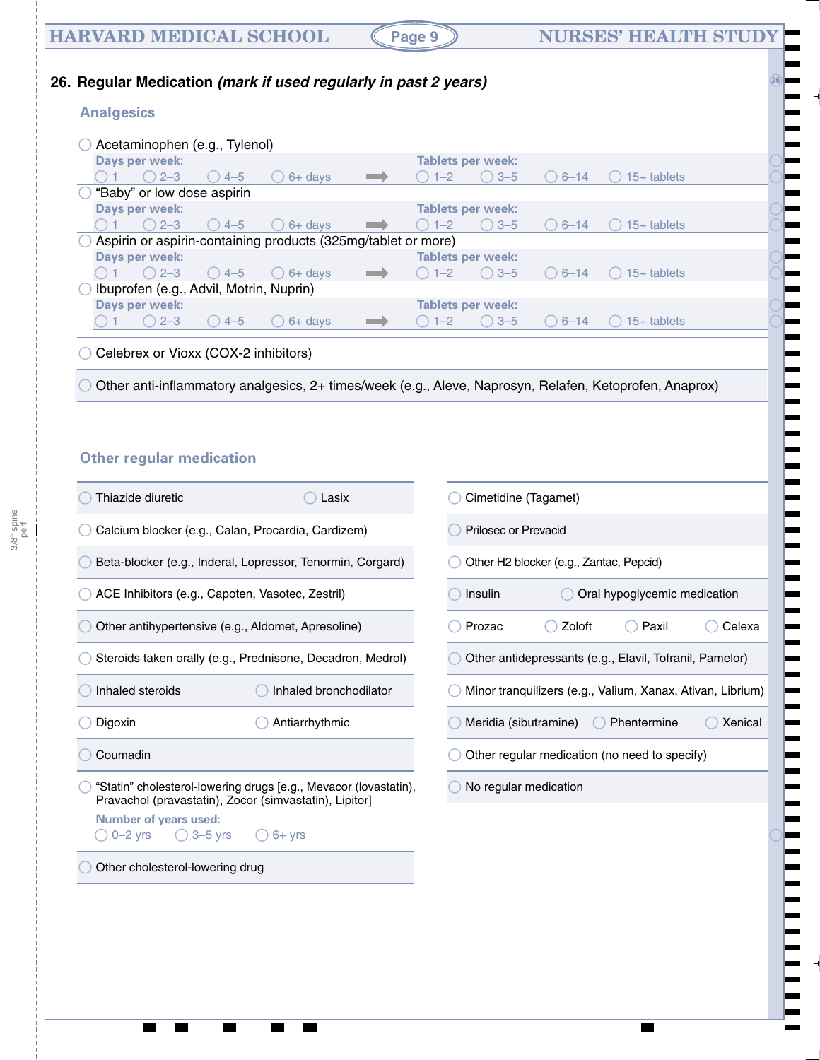## 26. Regular Medication *(mark if used regularly in past 2 years)*

### Analgesics

- ◯ Acetaminophen (e.g., Tylenol)
  - Days per week: ◯ 1 ◯ 2–3 ◯ 4–5 ◯ 6+ days ➡ Tablets per week: ◯ 1–2 ◯ 3–5 ◯ 6–14 ◯ 15+ tablets
- ◯ "Baby" or low dose aspirin
  - Days per week: ◯ 1 ◯ 2–3 ◯ 4–5 ◯ 6+ days ➡ Tablets per week: ◯ 1–2 ◯ 3–5 ◯ 6–14 ◯ 15+ tablets
- ◯ Aspirin or aspirin-containing products (325mg/tablet or more)
  - Days per week: ◯ 1 ◯ 2–3 ◯ 4–5 ◯ 6+ days ➡ Tablets per week: ◯ 1–2 ◯ 3–5 ◯ 6–14 ◯ 15+ tablets
- ◯ Ibuprofen (e.g., Advil, Motrin, Nuprin)
  - Days per week: ◯ 1 ◯ 2–3 ◯ 4–5 ◯ 6+ days ➡ Tablets per week: ◯ 1–2 ◯ 3–5 ◯ 6–14 ◯ 15+ tablets
- ◯ Celebrex or Vioxx (COX-2 inhibitors)
- ◯ Other anti-inflammatory analgesics, 2+ times/week (e.g., Aleve, Naprosyn, Relafen, Ketoprofen, Anaprox)

### Other regular medication

- ◯ Thiazide diuretic ◯ Lasix
- ◯ Calcium blocker (e.g., Calan, Procardia, Cardizem)
- ◯ Beta-blocker (e.g., Inderal, Lopressor, Tenormin, Corgard)
- ◯ ACE Inhibitors (e.g., Capoten, Vasotec, Zestril)
- ◯ Other antihypertensive (e.g., Aldomet, Apresoline)
- ◯ Steroids taken orally (e.g., Prednisone, Decadron, Medrol)
- ◯ Inhaled steroids ◯ Inhaled bronchodilator
- ◯ Digoxin ◯ Antiarrhythmic
- ◯ Coumadin
- ◯ "Statin" cholesterol-lowering drugs [e.g., Mevacor (lovastatin), Pravachol (pravastatin), Zocor (simvastatin), Lipitor]
  - Number of years used: ◯ 0–2 yrs ◯ 3–5 yrs ◯ 6+ yrs
- ◯ Other cholesterol-lowering drug
- ◯ Cimetidine (Tagamet)
- ◯ Prilosec or Prevacid
- ◯ Other H2 blocker (e.g., Zantac, Pepcid)
- ◯ Insulin ◯ Oral hypoglycemic medication
- ◯ Prozac ◯ Zoloft ◯ Paxil ◯ Celexa
- ◯ Other antidepressants (e.g., Elavil, Tofranil, Pamelor)
- ◯ Minor tranquilizers (e.g., Valium, Xanax, Ativan, Librium)
- ◯ Meridia (sibutramine) ◯ Phentermine ◯ Xenical
- ◯ Other regular medication (no need to specify)
- ◯ No regular medication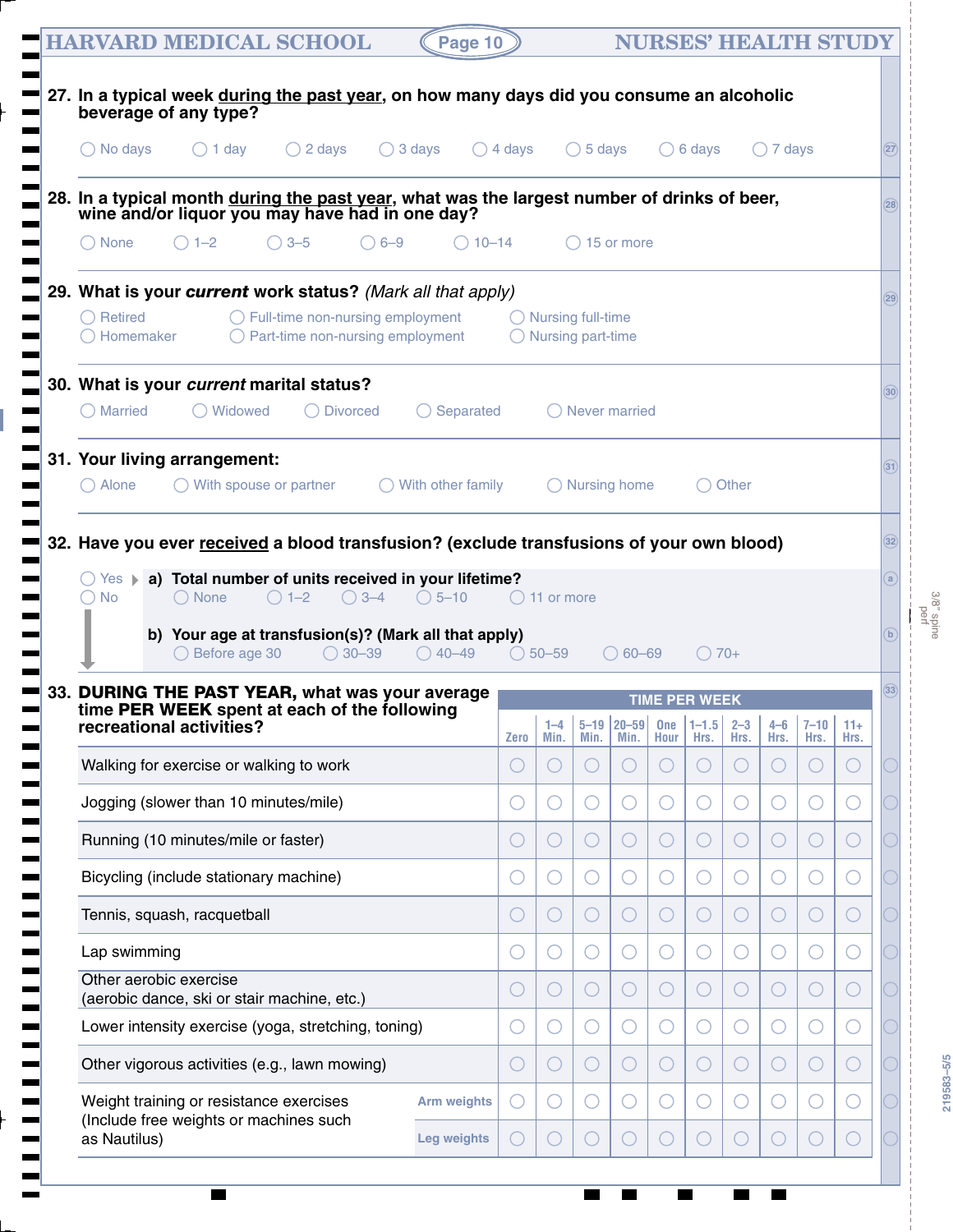**27. In a typical week during the past year, on how many days did you consume an alcoholic beverage of any type?**

◯ No days ◯ 1 day ◯ 2 days ◯ 3 days ◯ 4 days ◯ 5 days ◯ 6 days ◯ 7 days

**28. In a typical month during the past year, what was the largest number of drinks of beer, wine and/or liquor you may have had in one day?**

◯ None ◯ 1–2 ◯ 3–5 ◯ 6–9 ◯ 10–14 ◯ 15 or more

**29. What is your *current* work status?** *(Mark all that apply)*

◯ Retired ◯ Full-time non-nursing employment ◯ Nursing full-time
◯ Homemaker ◯ Part-time non-nursing employment ◯ Nursing part-time

**30. What is your *current* marital status?**

◯ Married ◯ Widowed ◯ Divorced ◯ Separated ◯ Never married

**31. Your living arrangement:**

◯ Alone ◯ With spouse or partner ◯ With other family ◯ Nursing home ◯ Other

**32. Have you ever received a blood transfusion? (exclude transfusions of your own blood)**

◯ Yes ▶ **a) Total number of units received in your lifetime?**
◯ None ◯ 1–2 ◯ 3–4 ◯ 5–10 ◯ 11 or more

◯ No

**b) Your age at transfusion(s)? (Mark all that apply)**
◯ Before age 30 ◯ 30–39 ◯ 40–49 ◯ 50–59 ◯ 60–69 ◯ 70+

**33. DURING THE PAST YEAR, what was your average time PER WEEK spent at each of the following recreational activities?**

| | TIME PER WEEK | | | | | | | | | |
|---|---|---|---|---|---|---|---|---|---|---|
| | Zero | 1–4 Min. | 5–19 Min. | 20–59 Min. | One Hour | 1–1.5 Hrs. | 2–3 Hrs. | 4–6 Hrs. | 7–10 Hrs. | 11+ Hrs. |
| Walking for exercise or walking to work | ◯ | ◯ | ◯ | ◯ | ◯ | ◯ | ◯ | ◯ | ◯ | ◯ |
| Jogging (slower than 10 minutes/mile) | ◯ | ◯ | ◯ | ◯ | ◯ | ◯ | ◯ | ◯ | ◯ | ◯ |
| Running (10 minutes/mile or faster) | ◯ | ◯ | ◯ | ◯ | ◯ | ◯ | ◯ | ◯ | ◯ | ◯ |
| Bicycling (include stationary machine) | ◯ | ◯ | ◯ | ◯ | ◯ | ◯ | ◯ | ◯ | ◯ | ◯ |
| Tennis, squash, racquetball | ◯ | ◯ | ◯ | ◯ | ◯ | ◯ | ◯ | ◯ | ◯ | ◯ |
| Lap swimming | ◯ | ◯ | ◯ | ◯ | ◯ | ◯ | ◯ | ◯ | ◯ | ◯ |
| Other aerobic exercise (aerobic dance, ski or stair machine, etc.) | ◯ | ◯ | ◯ | ◯ | ◯ | ◯ | ◯ | ◯ | ◯ | ◯ |
| Lower intensity exercise (yoga, stretching, toning) | ◯ | ◯ | ◯ | ◯ | ◯ | ◯ | ◯ | ◯ | ◯ | ◯ |
| Other vigorous activities (e.g., lawn mowing) | ◯ | ◯ | ◯ | ◯ | ◯ | ◯ | ◯ | ◯ | ◯ | ◯ |
| Weight training or resistance exercises (Include free weights or machines such as Nautilus) — Arm weights | ◯ | ◯ | ◯ | ◯ | ◯ | ◯ | ◯ | ◯ | ◯ | ◯ |
| Weight training or resistance exercises (Include free weights or machines such as Nautilus) — Leg weights | ◯ | ◯ | ◯ | ◯ | ◯ | ◯ | ◯ | ◯ | ◯ | ◯ |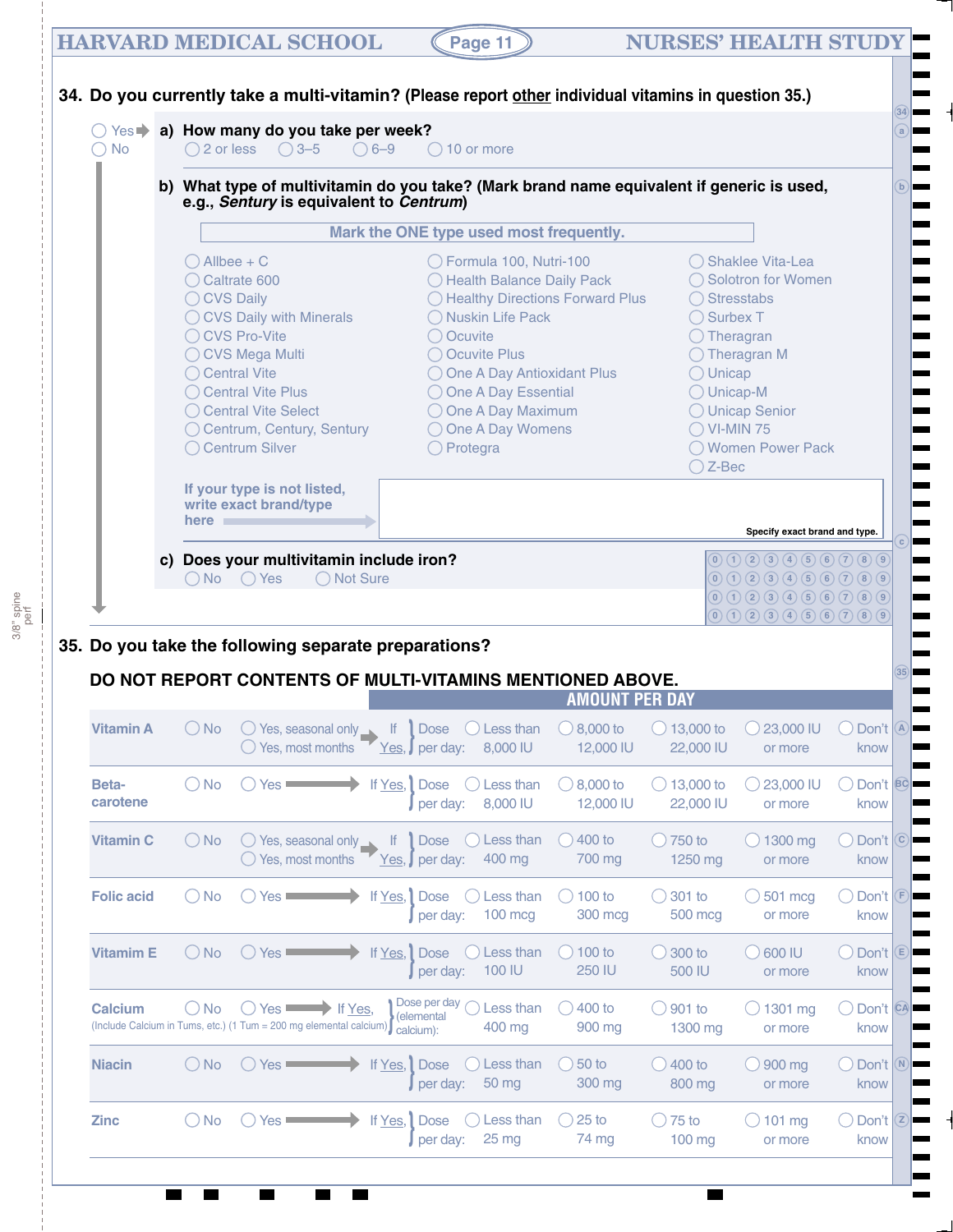## 34. Do you currently take a multi-vitamin? (Please report other individual vitamins in question 35.)

- ◯ Yes → **a) How many do you take per week?**
  ◯ 2 or less ◯ 3–5 ◯ 6–9 ◯ 10 or more
- ◯ No

**b) What type of multivitamin do you take? (Mark brand name equivalent if generic is used, e.g., *Sentury* is equivalent to *Centrum*)**

**Mark the ONE type used most frequently.**

| | | |
|---|---|---|
| ◯ Allbee + C | ◯ Formula 100, Nutri-100 | ◯ Shaklee Vita-Lea |
| ◯ Caltrate 600 | ◯ Health Balance Daily Pack | ◯ Solotron for Women |
| ◯ CVS Daily | ◯ Healthy Directions Forward Plus | ◯ Stresstabs |
| ◯ CVS Daily with Minerals | ◯ Nuskin Life Pack | ◯ Surbex T |
| ◯ CVS Pro-Vite | ◯ Ocuvite | ◯ Theragran |
| ◯ CVS Mega Multi | ◯ Ocuvite Plus | ◯ Theragran M |
| ◯ Central Vite | ◯ One A Day Antioxidant Plus | ◯ Unicap |
| ◯ Central Vite Plus | ◯ One A Day Essential | ◯ Unicap-M |
| ◯ Central Vite Select | ◯ One A Day Maximum | ◯ Unicap Senior |
| ◯ Centrum, Century, Sentury | ◯ One A Day Womens | ◯ VI-MIN 75 |
| ◯ Centrum Silver | ◯ Protegra | ◯ Women Power Pack |
| | | ◯ Z-Bec |

If your type is not listed, write exact brand/type here → [ Specify exact brand and type. ]

0 1 2 3 4 5 6 7 8 9
0 1 2 3 4 5 6 7 8 9
0 1 2 3 4 5 6 7 8 9
0 1 2 3 4 5 6 7 8 9

**c) Does your multivitamin include iron?**
◯ No ◯ Yes ◯ Not Sure

## 35. Do you take the following separate preparations?

**DO NOT REPORT CONTENTS OF MULTI-VITAMINS MENTIONED ABOVE.**

| | | | | AMOUNT PER DAY | | | | |
|---|---|---|---|---|---|---|---|---|
| **Vitamin A** | ◯ No | ◯ Yes, seasonal only ◯ Yes, most months | If Yes, Dose per day: | ◯ Less than 8,000 IU | ◯ 8,000 to 12,000 IU | ◯ 13,000 to 22,000 IU | ◯ 23,000 IU or more | ◯ Don't know |
| **Beta-carotene** | ◯ No | ◯ Yes | If Yes, Dose per day: | ◯ Less than 8,000 IU | ◯ 8,000 to 12,000 IU | ◯ 13,000 to 22,000 IU | ◯ 23,000 IU or more | ◯ Don't know |
| **Vitamin C** | ◯ No | ◯ Yes, seasonal only ◯ Yes, most months | If Yes, Dose per day: | ◯ Less than 400 mg | ◯ 400 to 700 mg | ◯ 750 to 1250 mg | ◯ 1300 mg or more | ◯ Don't know |
| **Folic acid** | ◯ No | ◯ Yes | If Yes, Dose per day: | ◯ Less than 100 mcg | ◯ 100 to 300 mcg | ◯ 301 to 500 mcg | ◯ 501 mcg or more | ◯ Don't know |
| **Vitamim E** | ◯ No | ◯ Yes | If Yes, Dose per day: | ◯ Less than 100 IU | ◯ 100 to 250 IU | ◯ 300 to 500 IU | ◯ 600 IU or more | ◯ Don't know |
| **Calcium** (Include Calcium in Tums, etc.) (1 Tum = 200 mg elemental calcium) | ◯ No | ◯ Yes | If Yes, Dose per day (elemental calcium): | ◯ Less than 400 mg | ◯ 400 to 900 mg | ◯ 901 to 1300 mg | ◯ 1301 mg or more | ◯ Don't know |
| **Niacin** | ◯ No | ◯ Yes | If Yes, Dose per day: | ◯ Less than 50 mg | ◯ 50 to 300 mg | ◯ 400 to 800 mg | ◯ 900 mg or more | ◯ Don't know |
| **Zinc** | ◯ No | ◯ Yes | If Yes, Dose per day: | ◯ Less than 25 mg | ◯ 25 to 74 mg | ◯ 75 to 100 mg | ◯ 101 mg or more | ◯ Don't know |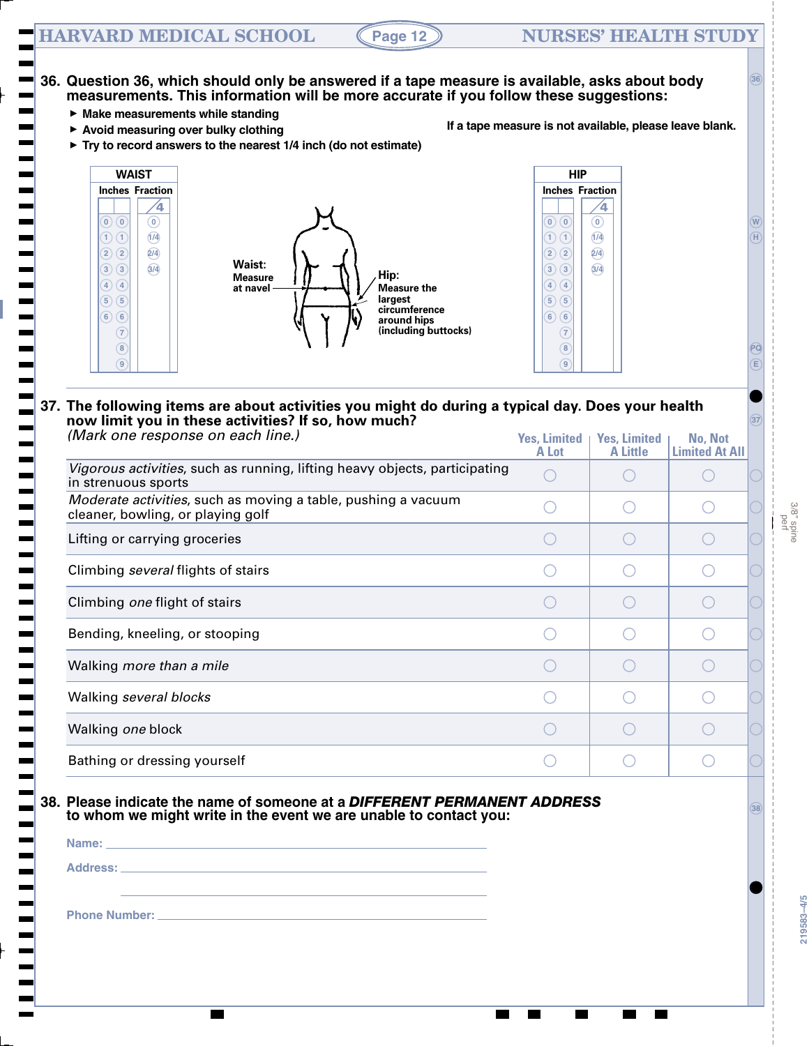**36. Question 36, which should only be answered if a tape measure is available, asks about body measurements. This information will be more accurate if you follow these suggestions:**

- Make measurements while standing
- Avoid measuring over bulky clothing
- Try to record answers to the nearest 1/4 inch (do not estimate)

If a tape measure is not available, please leave blank.

| WAIST | | | HIP | | |
|---|---|---|---|---|---|
| Inches | | Fraction | Inches | | Fraction |
| | | /4 | | | /4 |
| 0 | 0 | 0 | 0 | 0 | 0 |
| 1 | 1 | 1/4 | 1 | 1 | 1/4 |
| 2 | 2 | 2/4 | 2 | 2 | 2/4 |
| 3 | 3 | 3/4 | 3 | 3 | 3/4 |
| 4 | 4 | | 4 | 4 | |
| 5 | 5 | | 5 | 5 | |
| 6 | 6 | | 6 | 6 | |
| | 7 | | | 7 | |
| | 8 | | | 8 | |
| | 9 | | | 9 | |

**Waist:** Measure at navel

**Hip:** Measure the largest circumference around hips (including buttocks)

**37. The following items are about activities you might do during a typical day. Does your health now limit you in these activities? If so, how much?**
*(Mark one response on each line.)*

| | Yes, Limited A Lot | Yes, Limited A Little | No, Not Limited At All |
|---|---|---|---|
| *Vigorous activities*, such as running, lifting heavy objects, participating in strenuous sports | ○ | ○ | ○ |
| *Moderate activities*, such as moving a table, pushing a vacuum cleaner, bowling, or playing golf | ○ | ○ | ○ |
| Lifting or carrying groceries | ○ | ○ | ○ |
| Climbing *several* flights of stairs | ○ | ○ | ○ |
| Climbing *one* flight of stairs | ○ | ○ | ○ |
| Bending, kneeling, or stooping | ○ | ○ | ○ |
| Walking *more than a mile* | ○ | ○ | ○ |
| Walking *several blocks* | ○ | ○ | ○ |
| Walking *one* block | ○ | ○ | ○ |
| Bathing or dressing yourself | ○ | ○ | ○ |

**38. Please indicate the name of someone at a *DIFFERENT PERMANENT ADDRESS* to whom we might write in the event we are unable to contact you:**

Name: ______________________________

Address: ______________________________

______________________________

Phone Number: ______________________________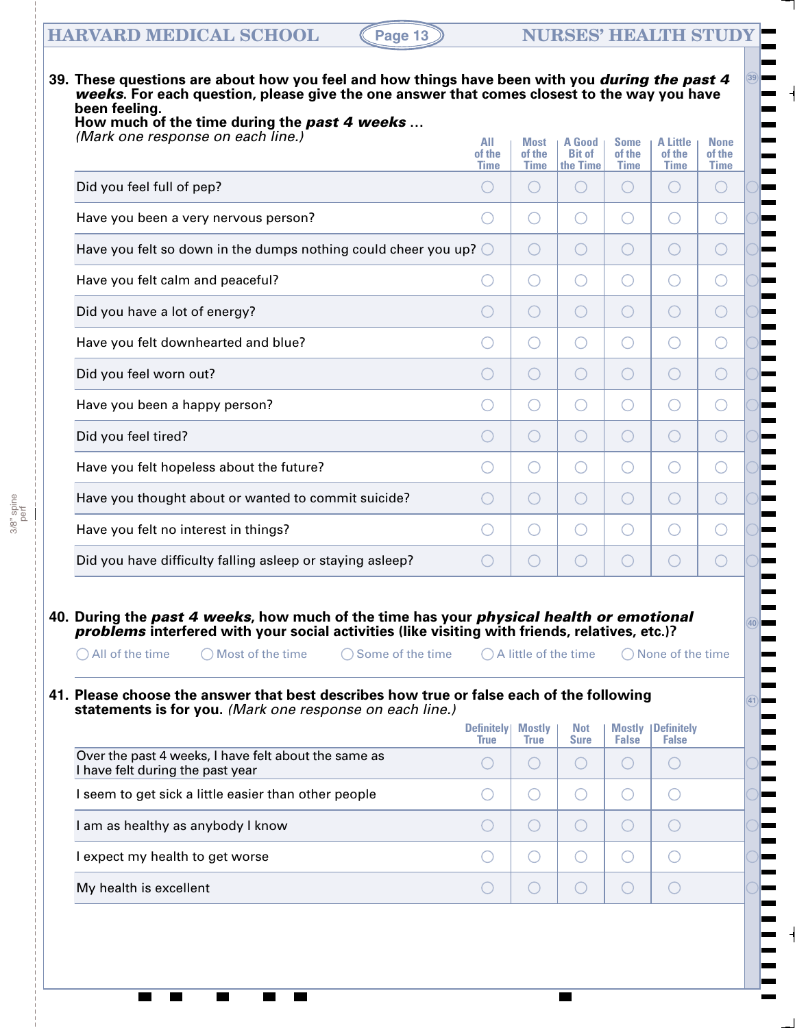**39. These questions are about how you feel and how things have been with you *during the past 4 weeks*. For each question, please give the one answer that comes closest to the way you have been feeling.**
**How much of the time during the *past 4 weeks* ...**
*(Mark one response on each line.)*

| | All of the Time | Most of the Time | A Good Bit of the Time | Some of the Time | A Little of the Time | None of the Time |
|---|---|---|---|---|---|---|
| Did you feel full of pep? | ◯ | ◯ | ◯ | ◯ | ◯ | ◯ |
| Have you been a very nervous person? | ◯ | ◯ | ◯ | ◯ | ◯ | ◯ |
| Have you felt so down in the dumps nothing could cheer you up? | ◯ | ◯ | ◯ | ◯ | ◯ | ◯ |
| Have you felt calm and peaceful? | ◯ | ◯ | ◯ | ◯ | ◯ | ◯ |
| Did you have a lot of energy? | ◯ | ◯ | ◯ | ◯ | ◯ | ◯ |
| Have you felt downhearted and blue? | ◯ | ◯ | ◯ | ◯ | ◯ | ◯ |
| Did you feel worn out? | ◯ | ◯ | ◯ | ◯ | ◯ | ◯ |
| Have you been a happy person? | ◯ | ◯ | ◯ | ◯ | ◯ | ◯ |
| Did you feel tired? | ◯ | ◯ | ◯ | ◯ | ◯ | ◯ |
| Have you felt hopeless about the future? | ◯ | ◯ | ◯ | ◯ | ◯ | ◯ |
| Have you thought about or wanted to commit suicide? | ◯ | ◯ | ◯ | ◯ | ◯ | ◯ |
| Have you felt no interest in things? | ◯ | ◯ | ◯ | ◯ | ◯ | ◯ |
| Did you have difficulty falling asleep or staying asleep? | ◯ | ◯ | ◯ | ◯ | ◯ | ◯ |

**40. During the *past 4 weeks*, how much of the time has your *physical health or emotional problems* interfered with your social activities (like visiting with friends, relatives, etc.)?**

◯ All of the time ◯ Most of the time ◯ Some of the time ◯ A little of the time ◯ None of the time

**41. Please choose the answer that best describes how true or false each of the following statements is for you.** *(Mark one response on each line.)*

| | Definitely True | Mostly True | Not Sure | Mostly False | Definitely False |
|---|---|---|---|---|---|
| Over the past 4 weeks, I have felt about the same as I have felt during the past year | ◯ | ◯ | ◯ | ◯ | ◯ |
| I seem to get sick a little easier than other people | ◯ | ◯ | ◯ | ◯ | ◯ |
| I am as healthy as anybody I know | ◯ | ◯ | ◯ | ◯ | ◯ |
| I expect my health to get worse | ◯ | ◯ | ◯ | ◯ | ◯ |
| My health is excellent | ◯ | ◯ | ◯ | ◯ | ◯ |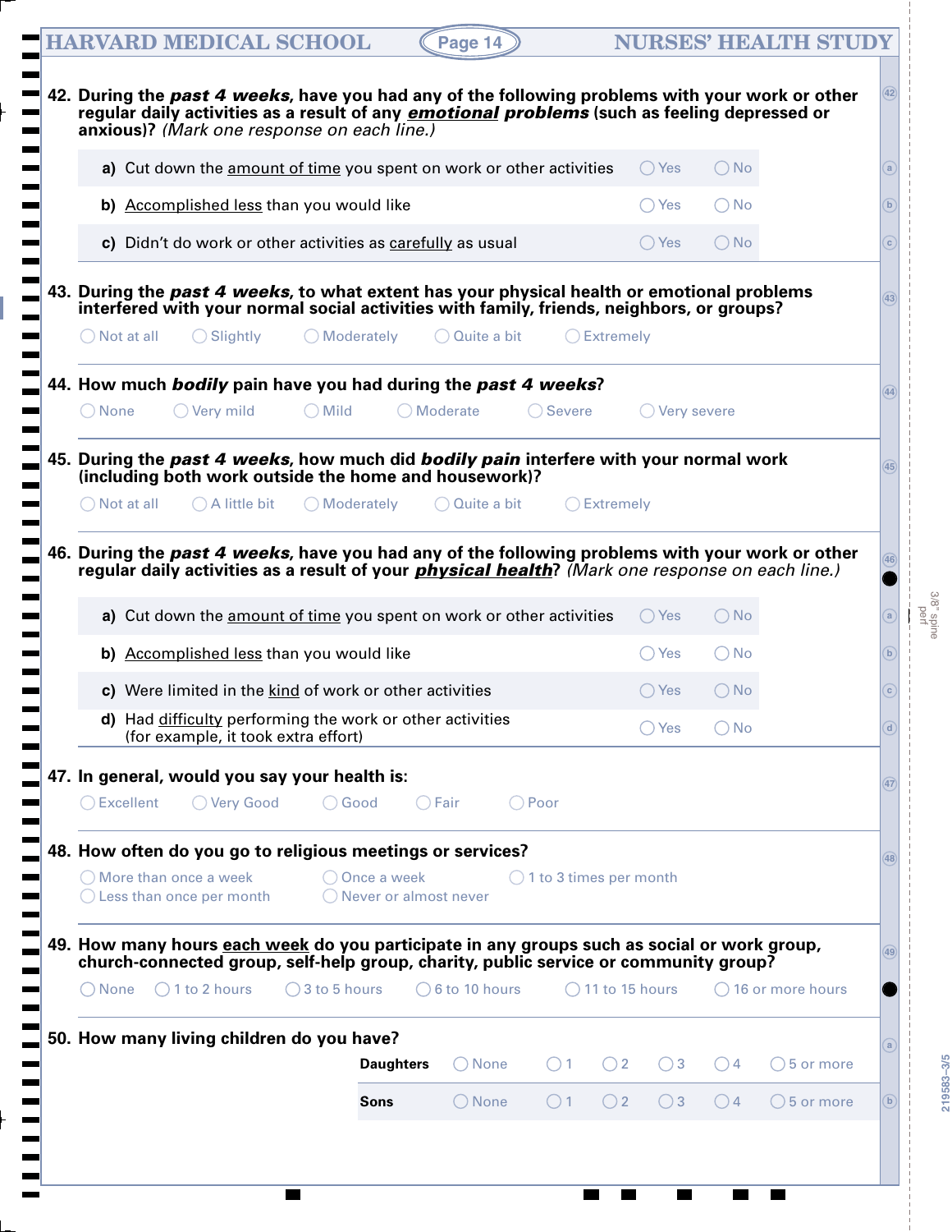**42. During the *past 4 weeks*, have you had any of the following problems with your work or other regular daily activities as a result of any *emotional problems* (such as feeling depressed or anxious)?** *(Mark one response on each line.)*

| | | |
|---|---|---|
| **a)** Cut down the amount of time you spent on work or other activities | ◯ Yes | ◯ No |
| **b)** Accomplished less than you would like | ◯ Yes | ◯ No |
| **c)** Didn't do work or other activities as carefully as usual | ◯ Yes | ◯ No |

**43. During the *past 4 weeks*, to what extent has your physical health or emotional problems interfered with your normal social activities with family, friends, neighbors, or groups?**

◯ Not at all ◯ Slightly ◯ Moderately ◯ Quite a bit ◯ Extremely

**44. How much *bodily* pain have you had during the *past 4 weeks*?**

◯ None ◯ Very mild ◯ Mild ◯ Moderate ◯ Severe ◯ Very severe

**45. During the *past 4 weeks*, how much did *bodily pain* interfere with your normal work (including both work outside the home and housework)?**

◯ Not at all ◯ A little bit ◯ Moderately ◯ Quite a bit ◯ Extremely

**46. During the *past 4 weeks*, have you had any of the following problems with your work or other regular daily activities as a result of your *physical health*?** *(Mark one response on each line.)*

| | | |
|---|---|---|
| **a)** Cut down the amount of time you spent on work or other activities | ◯ Yes | ◯ No |
| **b)** Accomplished less than you would like | ◯ Yes | ◯ No |
| **c)** Were limited in the kind of work or other activities | ◯ Yes | ◯ No |
| **d)** Had difficulty performing the work or other activities (for example, it took extra effort) | ◯ Yes | ◯ No |

**47. In general, would you say your health is:**

◯ Excellent ◯ Very Good ◯ Good ◯ Fair ◯ Poor

**48. How often do you go to religious meetings or services?**

◯ More than once a week ◯ Once a week ◯ 1 to 3 times per month
◯ Less than once per month ◯ Never or almost never

**49. How many hours each week do you participate in any groups such as social or work group, church-connected group, self-help group, charity, public service or community group?**

◯ None ◯ 1 to 2 hours ◯ 3 to 5 hours ◯ 6 to 10 hours ◯ 11 to 15 hours ◯ 16 or more hours

**50. How many living children do you have?**

| | | | | | | |
|---|---|---|---|---|---|---|
| **Daughters** | ◯ None | ◯ 1 | ◯ 2 | ◯ 3 | ◯ 4 | ◯ 5 or more |
| **Sons** | ◯ None | ◯ 1 | ◯ 2 | ◯ 3 | ◯ 4 | ◯ 5 or more |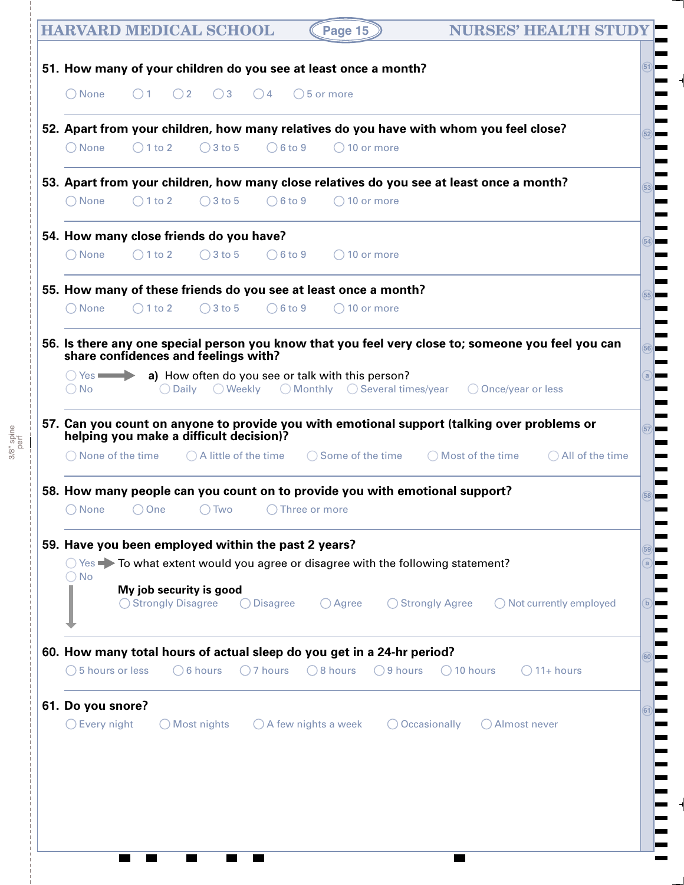**51. How many of your children do you see at least once a month?**

◯ None ◯ 1 ◯ 2 ◯ 3 ◯ 4 ◯ 5 or more

**52. Apart from your children, how many relatives do you have with whom you feel close?**

◯ None ◯ 1 to 2 ◯ 3 to 5 ◯ 6 to 9 ◯ 10 or more

**53. Apart from your children, how many close relatives do you see at least once a month?**

◯ None ◯ 1 to 2 ◯ 3 to 5 ◯ 6 to 9 ◯ 10 or more

**54. How many close friends do you have?**

◯ None ◯ 1 to 2 ◯ 3 to 5 ◯ 6 to 9 ◯ 10 or more

**55. How many of these friends do you see at least once a month?**

◯ None ◯ 1 to 2 ◯ 3 to 5 ◯ 6 to 9 ◯ 10 or more

**56. Is there any one special person you know that you feel very close to; someone you feel you can share confidences and feelings with?**

◯ Yes → **a)** How often do you see or talk with this person?
◯ No

◯ Daily ◯ Weekly ◯ Monthly ◯ Several times/year ◯ Once/year or less

**57. Can you count on anyone to provide you with emotional support (talking over problems or helping you make a difficult decision)?**

◯ None of the time ◯ A little of the time ◯ Some of the time ◯ Most of the time ◯ All of the time

**58. How many people can you count on to provide you with emotional support?**

◯ None ◯ One ◯ Two ◯ Three or more

**59. Have you been employed within the past 2 years?**

◯ Yes → To what extent would you agree or disagree with the following statement?
◯ No

**My job security is good**

◯ Strongly Disagree ◯ Disagree ◯ Agree ◯ Strongly Agree ◯ Not currently employed

**60. How many total hours of actual sleep do you get in a 24-hr period?**

◯ 5 hours or less ◯ 6 hours ◯ 7 hours ◯ 8 hours ◯ 9 hours ◯ 10 hours ◯ 11+ hours

**61. Do you snore?**

◯ Every night ◯ Most nights ◯ A few nights a week ◯ Occasionally ◯ Almost never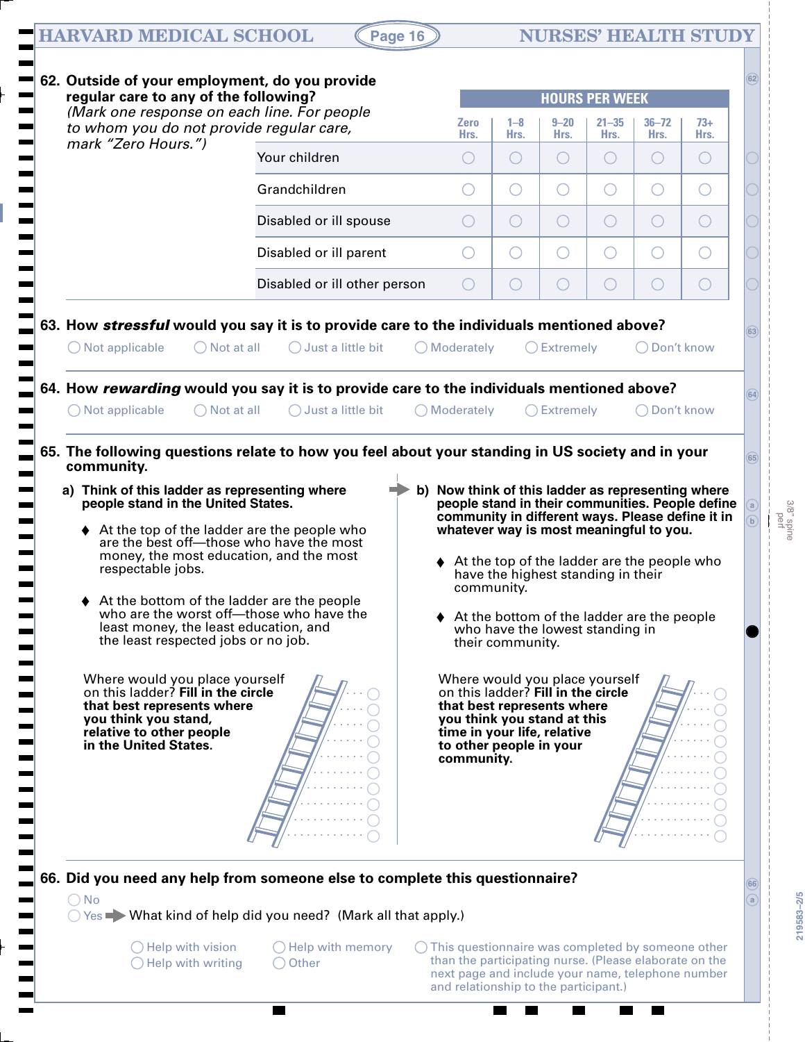62. **Outside of your employment, do you provide regular care to any of the following?**
*(Mark one response on each line. For people to whom you do not provide regular care, mark "Zero Hours.")*

| | HOURS PER WEEK | | | | | |
|---|---|---|---|---|---|---|
| | Zero Hrs. | 1–8 Hrs. | 9–20 Hrs. | 21–35 Hrs. | 36–72 Hrs. | 73+ Hrs. |
| Your children | ◯ | ◯ | ◯ | ◯ | ◯ | ◯ |
| Grandchildren | ◯ | ◯ | ◯ | ◯ | ◯ | ◯ |
| Disabled or ill spouse | ◯ | ◯ | ◯ | ◯ | ◯ | ◯ |
| Disabled or ill parent | ◯ | ◯ | ◯ | ◯ | ◯ | ◯ |
| Disabled or ill other person | ◯ | ◯ | ◯ | ◯ | ◯ | ◯ |

63. **How *stressful* would you say it is to provide care to the individuals mentioned above?**

◯ Not applicable ◯ Not at all ◯ Just a little bit ◯ Moderately ◯ Extremely ◯ Don't know

64. **How *rewarding* would you say it is to provide care to the individuals mentioned above?**

◯ Not applicable ◯ Not at all ◯ Just a little bit ◯ Moderately ◯ Extremely ◯ Don't know

65. **The following questions relate to how you feel about your standing in US society and in your community.**

**a) Think of this ladder as representing where people stand in the United States.**

- At the top of the ladder are the people who are the best off—those who have the most money, the most education, and the most respectable jobs.
- At the bottom of the ladder are the people who are the worst off—those who have the least money, the least education, and the least respected jobs or no job.

Where would you place yourself on this ladder? **Fill in the circle that best represents where you think you stand, relative to other people in the United States.**

◯ ◯ ◯ ◯ ◯ ◯ ◯ ◯ ◯ ◯

**b) Now think of this ladder as representing where people stand in their communities. People define community in different ways. Please define it in whatever way is most meaningful to you.**

- At the top of the ladder are the people who have the highest standing in their community.
- At the bottom of the ladder are the people who have the lowest standing in their community.

Where would you place yourself on this ladder? **Fill in the circle that best represents where you think you stand at this time in your life, relative to other people in your community.**

◯ ◯ ◯ ◯ ◯ ◯ ◯ ◯ ◯ ◯

66. **Did you need any help from someone else to complete this questionnaire?**

◯ No
◯ Yes → What kind of help did you need? (Mark all that apply.)

◯ Help with vision
◯ Help with writing
◯ Help with memory
◯ Other
◯ This questionnaire was completed by someone other than the participating nurse. (Please elaborate on the next page and include your name, telephone number and relationship to the participant.)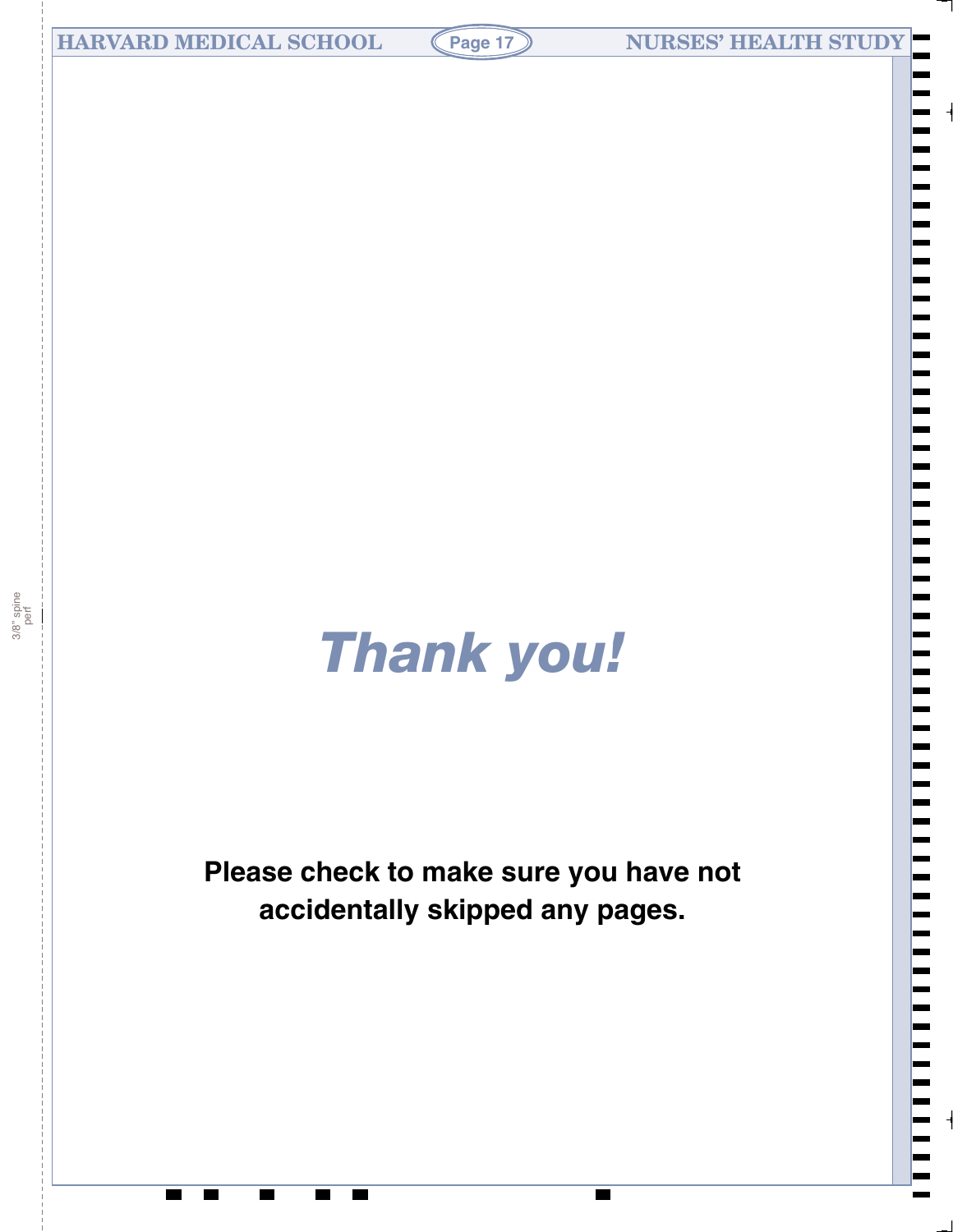# *Thank you!*

**Please check to make sure you have not accidentally skipped any pages.**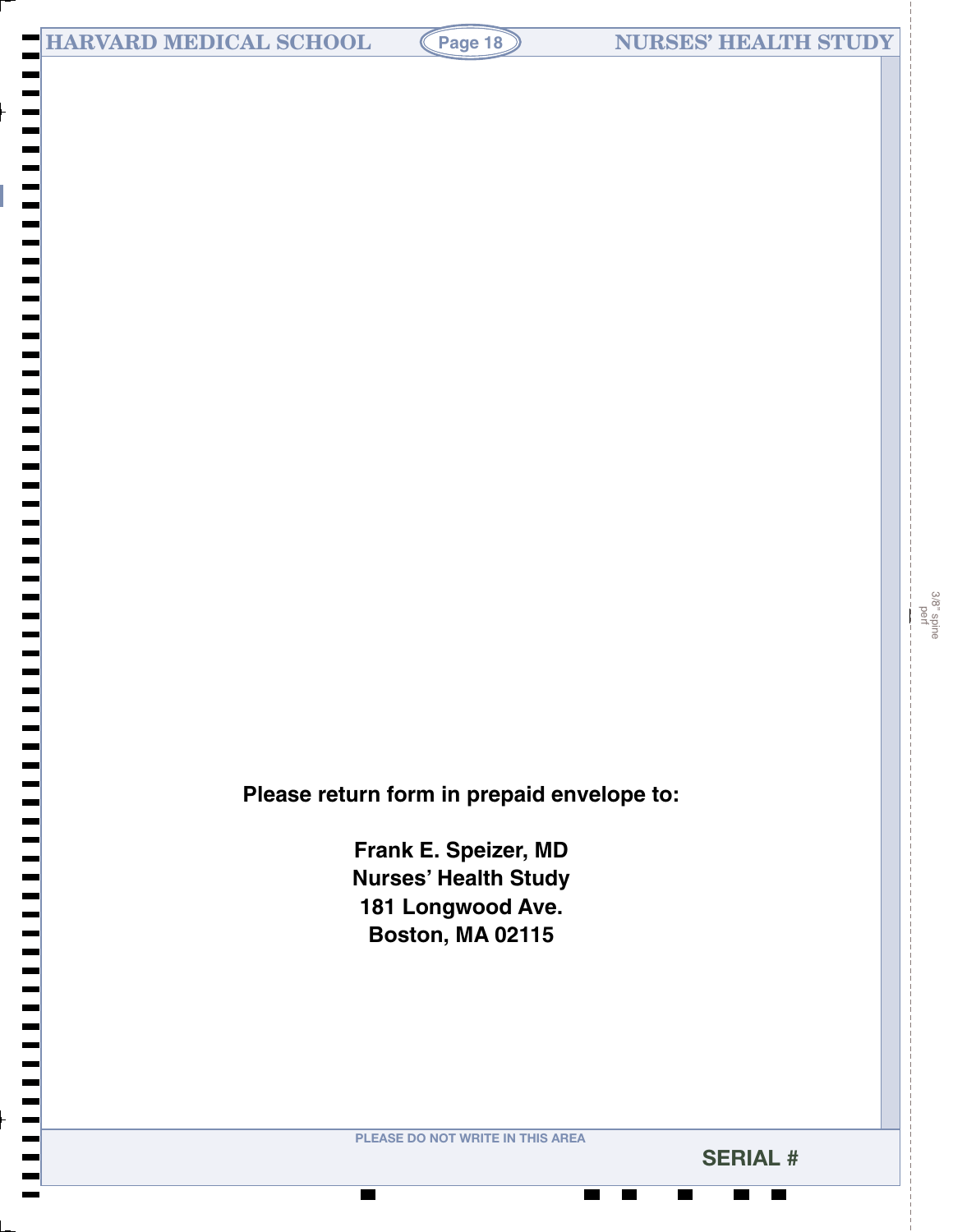**Please return form in prepaid envelope to:**

**Frank E. Speizer, MD**
**Nurses' Health Study**
**181 Longwood Ave.**
**Boston, MA 02115**

PLEASE DO NOT WRITE IN THIS AREA

**SERIAL #**